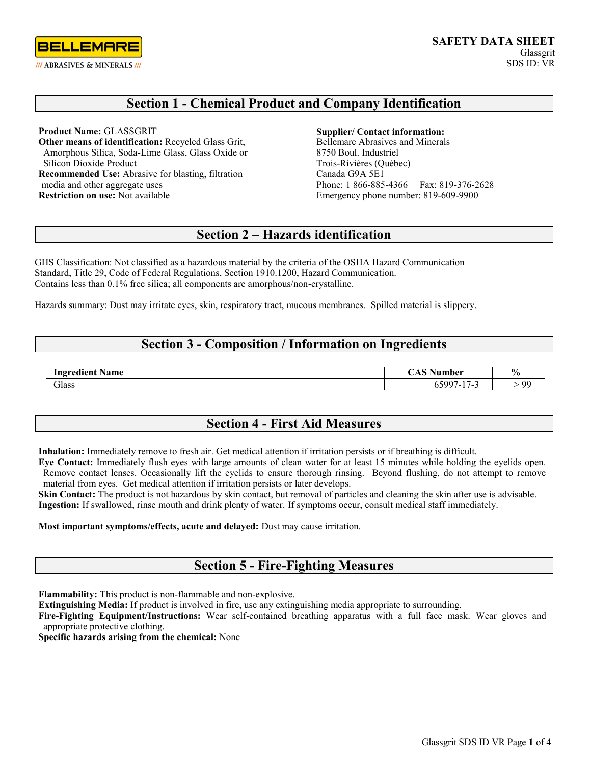BELLEMARE

/// ABRASIVES & MINERALS ///

**SAFETY DATA SHEET**
Glassgrit
SDS ID: VR

## Section 1 - Chemical Product and Company Identification

**Product Name:** GLASSGRIT
**Other means of identification:** Recycled Glass Grit, Amorphous Silica, Soda-Lime Glass, Glass Oxide or Silicon Dioxide Product
**Recommended Use:** Abrasive for blasting, filtration media and other aggregate uses
**Restriction on use:** Not available

**Supplier/ Contact information:**
Bellemare Abrasives and Minerals
8750 Boul. Industriel
Trois-Rivières (Québec)
Canada G9A 5E1
Phone: 1 866-885-4366 Fax: 819-376-2628
Emergency phone number: 819-609-9900

## Section 2 – Hazards identification

GHS Classification: Not classified as a hazardous material by the criteria of the OSHA Hazard Communication Standard, Title 29, Code of Federal Regulations, Section 1910.1200, Hazard Communication.
Contains less than 0.1% free silica; all components are amorphous/non-crystalline.

Hazards summary: Dust may irritate eyes, skin, respiratory tract, mucous membranes. Spilled material is slippery.

## Section 3 - Composition / Information on Ingredients

| Ingredient Name | CAS Number | % |
|---|---|---|
| Glass | 65997-17-3 | > 99 |

## Section 4 - First Aid Measures

**Inhalation:** Immediately remove to fresh air. Get medical attention if irritation persists or if breathing is difficult.
**Eye Contact:** Immediately flush eyes with large amounts of clean water for at least 15 minutes while holding the eyelids open. Remove contact lenses. Occasionally lift the eyelids to ensure thorough rinsing. Beyond flushing, do not attempt to remove material from eyes. Get medical attention if irritation persists or later develops.
**Skin Contact:** The product is not hazardous by skin contact, but removal of particles and cleaning the skin after use is advisable.
**Ingestion:** If swallowed, rinse mouth and drink plenty of water. If symptoms occur, consult medical staff immediately.

**Most important symptoms/effects, acute and delayed:** Dust may cause irritation.

## Section 5 - Fire-Fighting Measures

**Flammability:** This product is non-flammable and non-explosive.
**Extinguishing Media:** If product is involved in fire, use any extinguishing media appropriate to surrounding.
**Fire-Fighting Equipment/Instructions:** Wear self-contained breathing apparatus with a full face mask. Wear gloves and appropriate protective clothing.
**Specific hazards arising from the chemical:** None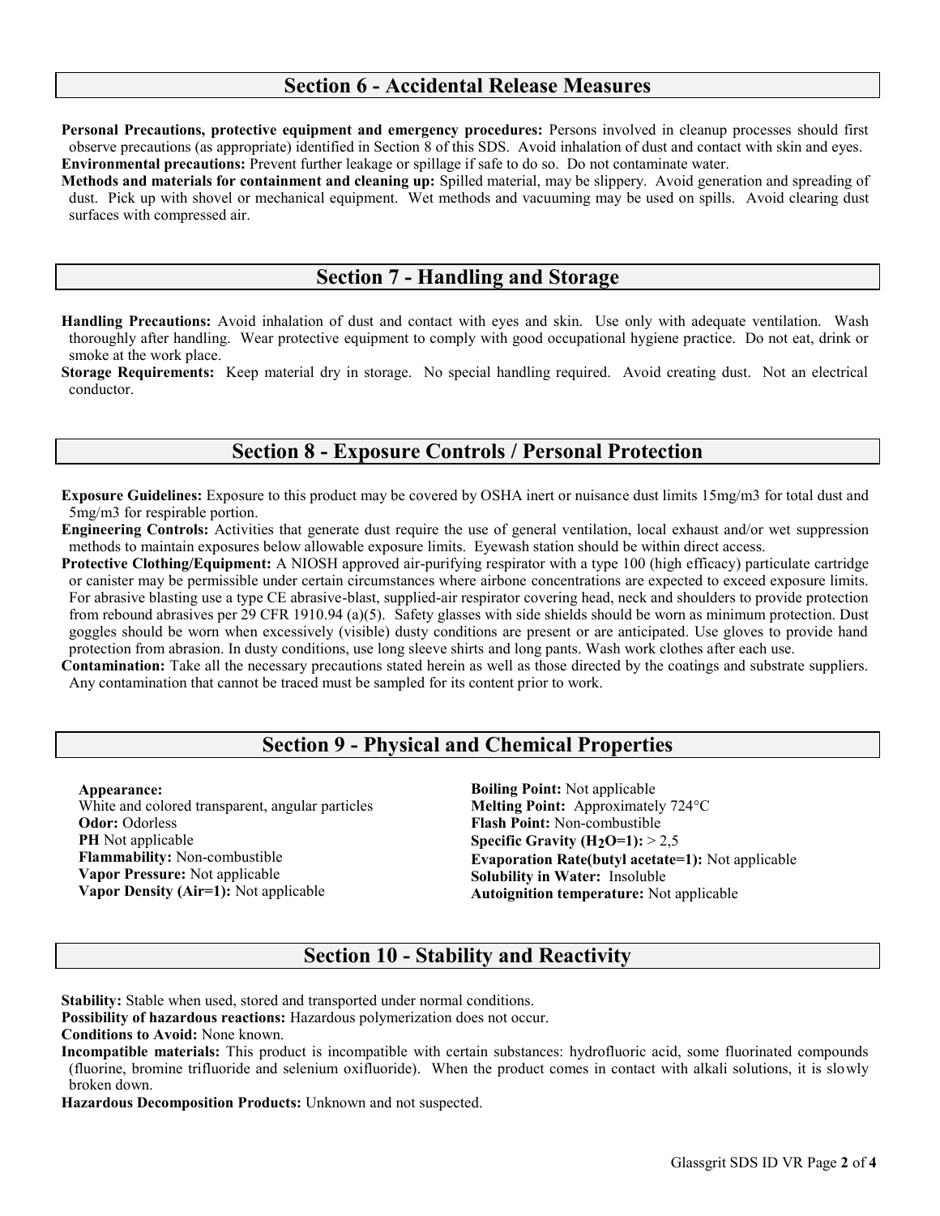## Section 6 - Accidental Release Measures

**Personal Precautions, protective equipment and emergency procedures:** Persons involved in cleanup processes should first observe precautions (as appropriate) identified in Section 8 of this SDS. Avoid inhalation of dust and contact with skin and eyes.
**Environmental precautions:** Prevent further leakage or spillage if safe to do so. Do not contaminate water.
**Methods and materials for containment and cleaning up:** Spilled material, may be slippery. Avoid generation and spreading of dust. Pick up with shovel or mechanical equipment. Wet methods and vacuuming may be used on spills. Avoid clearing dust surfaces with compressed air.

## Section 7 - Handling and Storage

**Handling Precautions:** Avoid inhalation of dust and contact with eyes and skin. Use only with adequate ventilation. Wash thoroughly after handling. Wear protective equipment to comply with good occupational hygiene practice. Do not eat, drink or smoke at the work place.
**Storage Requirements:** Keep material dry in storage. No special handling required. Avoid creating dust. Not an electrical conductor.

## Section 8 - Exposure Controls / Personal Protection

**Exposure Guidelines:** Exposure to this product may be covered by OSHA inert or nuisance dust limits 15mg/m3 for total dust and 5mg/m3 for respirable portion.
**Engineering Controls:** Activities that generate dust require the use of general ventilation, local exhaust and/or wet suppression methods to maintain exposures below allowable exposure limits. Eyewash station should be within direct access.
**Protective Clothing/Equipment:** A NIOSH approved air-purifying respirator with a type 100 (high efficacy) particulate cartridge or canister may be permissible under certain circumstances where airbone concentrations are expected to exceed exposure limits. For abrasive blasting use a type CE abrasive-blast, supplied-air respirator covering head, neck and shoulders to provide protection from rebound abrasives per 29 CFR 1910.94 (a)(5). Safety glasses with side shields should be worn as minimum protection. Dust goggles should be worn when excessively (visible) dusty conditions are present or are anticipated. Use gloves to provide hand protection from abrasion. In dusty conditions, use long sleeve shirts and long pants. Wash work clothes after each use.
**Contamination:** Take all the necessary precautions stated herein as well as those directed by the coatings and substrate suppliers. Any contamination that cannot be traced must be sampled for its content prior to work.

## Section 9 - Physical and Chemical Properties

**Appearance:**
White and colored transparent, angular particles
**Odor:** Odorless
**PH** Not applicable
**Flammability:** Non-combustible
**Vapor Pressure:** Not applicable
**Vapor Density (Air=1):** Not applicable

**Boiling Point:** Not applicable
**Melting Point:** Approximately 724°C
**Flash Point:** Non-combustible
**Specific Gravity ($H_2O$=1):** > 2,5
**Evaporation Rate(butyl acetate=1):** Not applicable
**Solubility in Water:** Insoluble
**Autoignition temperature:** Not applicable

## Section 10 - Stability and Reactivity

**Stability:** Stable when used, stored and transported under normal conditions.
**Possibility of hazardous reactions:** Hazardous polymerization does not occur.
**Conditions to Avoid:** None known.
**Incompatible materials:** This product is incompatible with certain substances: hydrofluoric acid, some fluorinated compounds (fluorine, bromine trifluoride and selenium oxifluoride). When the product comes in contact with alkali solutions, it is slowly broken down.
**Hazardous Decomposition Products:** Unknown and not suspected.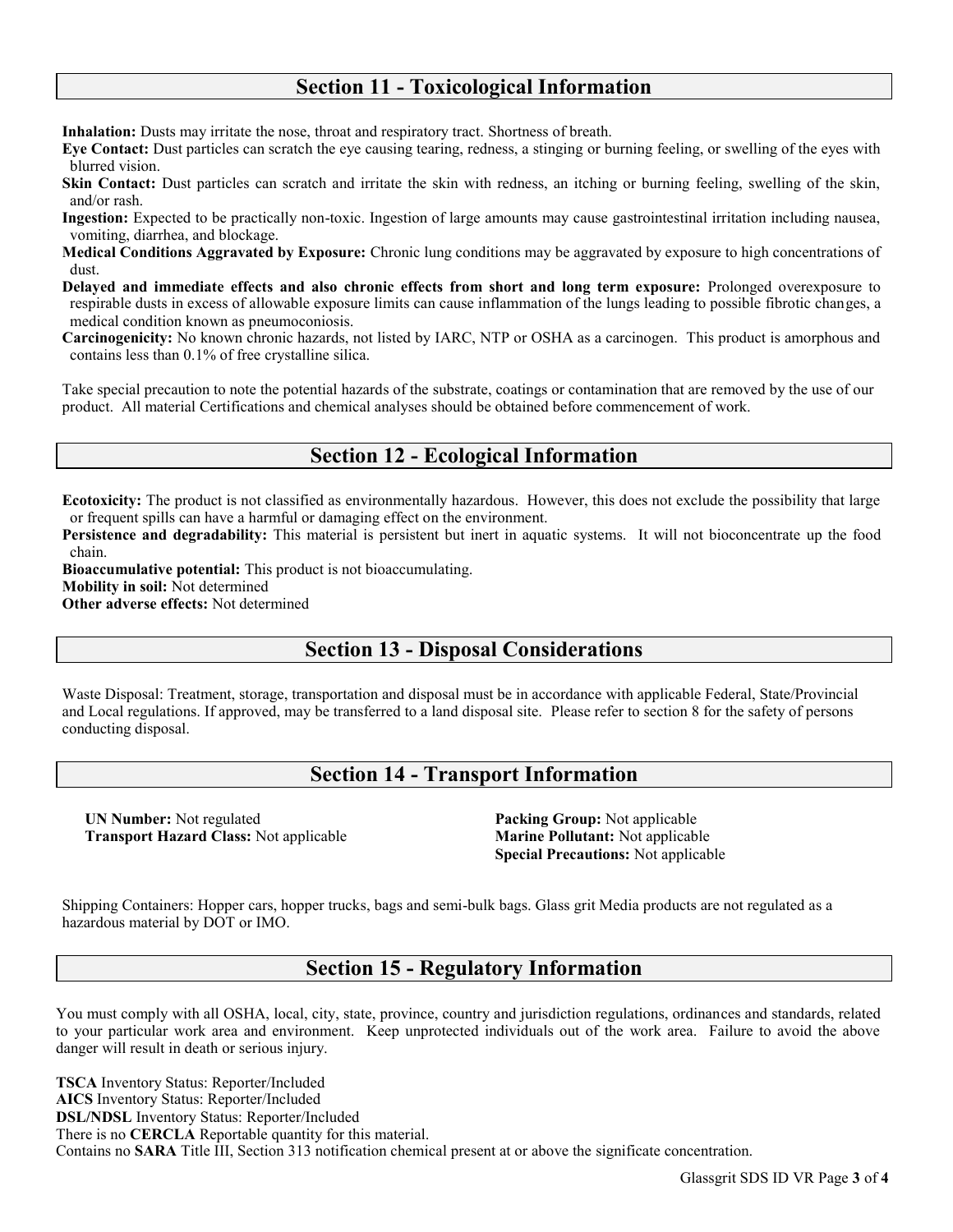## Section 11 - Toxicological Information

**Inhalation:** Dusts may irritate the nose, throat and respiratory tract. Shortness of breath.

**Eye Contact:** Dust particles can scratch the eye causing tearing, redness, a stinging or burning feeling, or swelling of the eyes with blurred vision.

**Skin Contact:** Dust particles can scratch and irritate the skin with redness, an itching or burning feeling, swelling of the skin, and/or rash.

**Ingestion:** Expected to be practically non-toxic. Ingestion of large amounts may cause gastrointestinal irritation including nausea, vomiting, diarrhea, and blockage.

**Medical Conditions Aggravated by Exposure:** Chronic lung conditions may be aggravated by exposure to high concentrations of dust.

**Delayed and immediate effects and also chronic effects from short and long term exposure:** Prolonged overexposure to respirable dusts in excess of allowable exposure limits can cause inflammation of the lungs leading to possible fibrotic changes, a medical condition known as pneumoconiosis.

**Carcinogenicity:** No known chronic hazards, not listed by IARC, NTP or OSHA as a carcinogen. This product is amorphous and contains less than 0.1% of free crystalline silica.

Take special precaution to note the potential hazards of the substrate, coatings or contamination that are removed by the use of our product. All material Certifications and chemical analyses should be obtained before commencement of work.

## Section 12 - Ecological Information

**Ecotoxicity:** The product is not classified as environmentally hazardous. However, this does not exclude the possibility that large or frequent spills can have a harmful or damaging effect on the environment.

**Persistence and degradability:** This material is persistent but inert in aquatic systems. It will not bioconcentrate up the food chain.

**Bioaccumulative potential:** This product is not bioaccumulating.

**Mobility in soil:** Not determined

**Other adverse effects:** Not determined

## Section 13 - Disposal Considerations

Waste Disposal: Treatment, storage, transportation and disposal must be in accordance with applicable Federal, State/Provincial and Local regulations. If approved, may be transferred to a land disposal site. Please refer to section 8 for the safety of persons conducting disposal.

## Section 14 - Transport Information

**UN Number:** Not regulated

**Transport Hazard Class:** Not applicable

**Packing Group:** Not applicable

**Marine Pollutant:** Not applicable

**Special Precautions:** Not applicable

Shipping Containers: Hopper cars, hopper trucks, bags and semi-bulk bags. Glass grit Media products are not regulated as a hazardous material by DOT or IMO.

## Section 15 - Regulatory Information

You must comply with all OSHA, local, city, state, province, country and jurisdiction regulations, ordinances and standards, related to your particular work area and environment. Keep unprotected individuals out of the work area. Failure to avoid the above danger will result in death or serious injury.

**TSCA** Inventory Status: Reporter/Included
**AICS** Inventory Status: Reporter/Included
**DSL/NDSL** Inventory Status: Reporter/Included
There is no **CERCLA** Reportable quantity for this material.
Contains no **SARA** Title III, Section 313 notification chemical present at or above the significate concentration.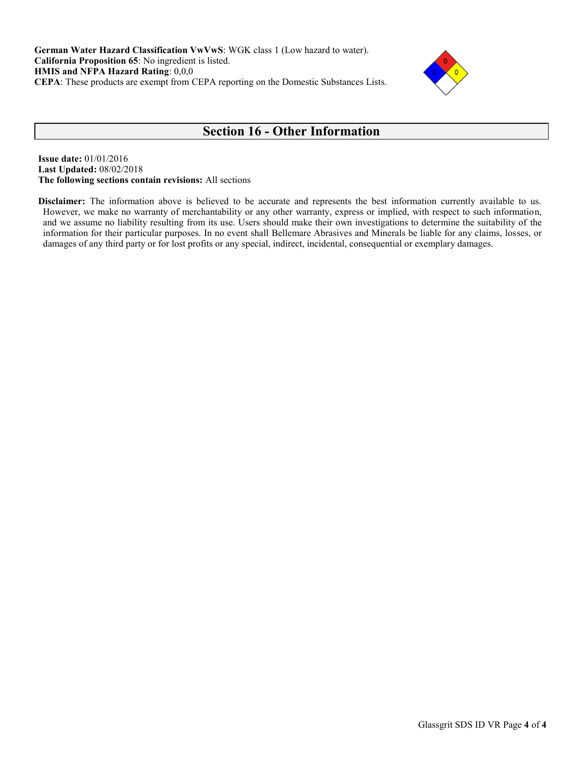**German Water Hazard Classification VwVwS**: WGK class 1 (Low hazard to water).
**California Proposition 65**: No ingredient is listed.
**HMIS and NFPA Hazard Rating**: 0,0,0
**CEPA**: These products are exempt from CEPA reporting on the Domestic Substances Lists.

## Section 16 - Other Information

**Issue date:** 01/01/2016
**Last Updated:** 08/02/2018
**The following sections contain revisions:** All sections

**Disclaimer:** The information above is believed to be accurate and represents the best information currently available to us. However, we make no warranty of merchantability or any other warranty, express or implied, with respect to such information, and we assume no liability resulting from its use. Users should make their own investigations to determine the suitability of the information for their particular purposes. In no event shall Bellemare Abrasives and Minerals be liable for any claims, losses, or damages of any third party or for lost profits or any special, indirect, incidental, consequential or exemplary damages.